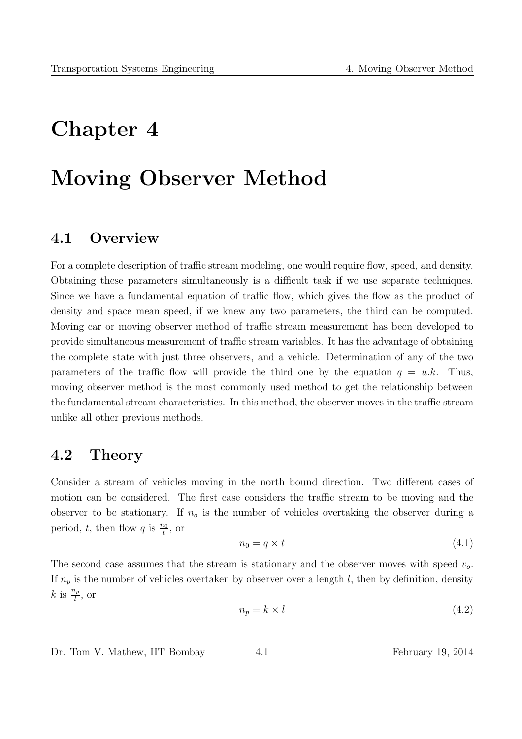# Chapter 4

# Moving Observer Method

## 4.1 Overview

For a complete description of traffic stream modeling, one would require flow, speed, and density. Obtaining these parameters simultaneously is a difficult task if we use separate techniques. Since we have a fundamental equation of traffic flow, which gives the flow as the product of density and space mean speed, if we knew any two parameters, the third can be computed. Moving car or moving observer method of traffic stream measurement has been developed to provide simultaneous measurement of traffic stream variables. It has the advantage of obtaining the complete state with just three observers, and a vehicle. Determination of any of the two parameters of the traffic flow will provide the third one by the equation $q = u.k$. Thus, moving observer method is the most commonly used method to get the relationship between the fundamental stream characteristics. In this method, the observer moves in the traffic stream unlike all other previous methods.

## 4.2 Theory

Consider a stream of vehicles moving in the north bound direction. Two different cases of motion can be considered. The first case considers the traffic stream to be moving and the observer to be stationary. If $n_o$ is the number of vehicles overtaking the observer during a period, $t$, then flow $q$ is $\frac{n_0}{t}$, or

$$n_0 = q \times t \tag{4.1}$$

The second case assumes that the stream is stationary and the observer moves with speed $v_o$. If $n_p$ is the number of vehicles overtaken by observer over a length $l$, then by definition, density $k$ is $\frac{n_p}{l}$, or

$$n_p = k \times l \tag{4.2}$$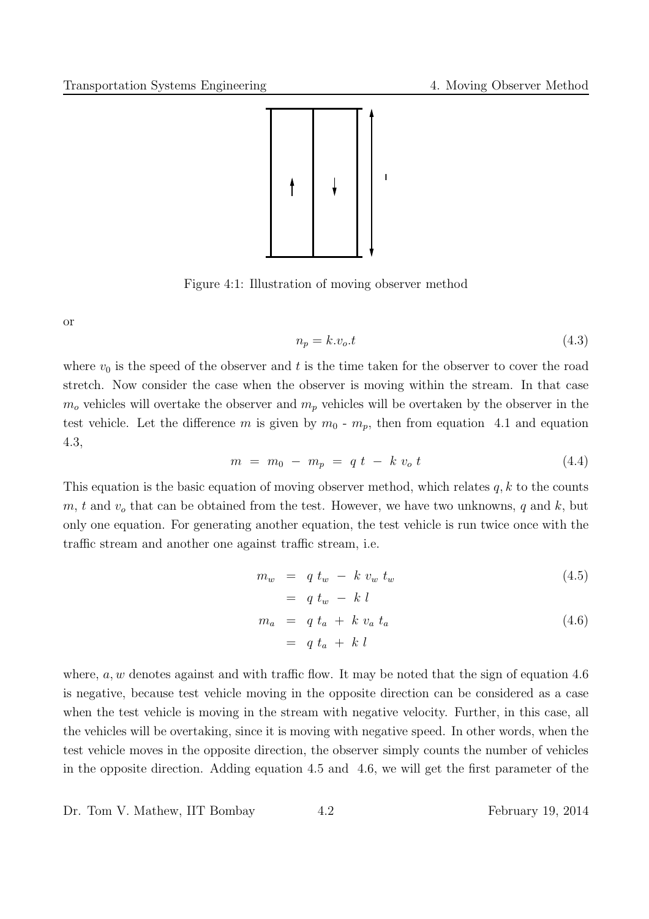Figure 4:1: Illustration of moving observer method

or

$$n_p = k.v_o.t \tag{4.3}$$

where $v_0$ is the speed of the observer and $t$ is the time taken for the observer to cover the road stretch. Now consider the case when the observer is moving within the stream. In that case $m_o$ vehicles will overtake the observer and $m_p$ vehicles will be overtaken by the observer in the test vehicle. Let the difference $m$ is given by $m_0$ - $m_p$, then from equation 4.1 and equation 4.3,

$$m \;=\; m_0 \;-\; m_p \;=\; q\;t \;-\; k\;v_o\;t \tag{4.4}$$

This equation is the basic equation of moving observer method, which relates $q, k$ to the counts $m$, $t$ and $v_o$ that can be obtained from the test. However, we have two unknowns, $q$ and $k$, but only one equation. For generating another equation, the test vehicle is run twice once with the traffic stream and another one against traffic stream, i.e.

$$\begin{aligned} m_w &= q\;t_w \;-\; k\;v_w\;t_w \qquad (4.5)\\ &= q\;t_w \;-\; k\;l \\ m_a &= q\;t_a \;+\; k\;v_a\;t_a \qquad (4.6)\\ &= q\;t_a \;+\; k\;l \end{aligned}$$

where, $a, w$ denotes against and with traffic flow. It may be noted that the sign of equation 4.6 is negative, because test vehicle moving in the opposite direction can be considered as a case when the test vehicle is moving in the stream with negative velocity. Further, in this case, all the vehicles will be overtaking, since it is moving with negative speed. In other words, when the test vehicle moves in the opposite direction, the observer simply counts the number of vehicles in the opposite direction. Adding equation 4.5 and 4.6, we will get the first parameter of the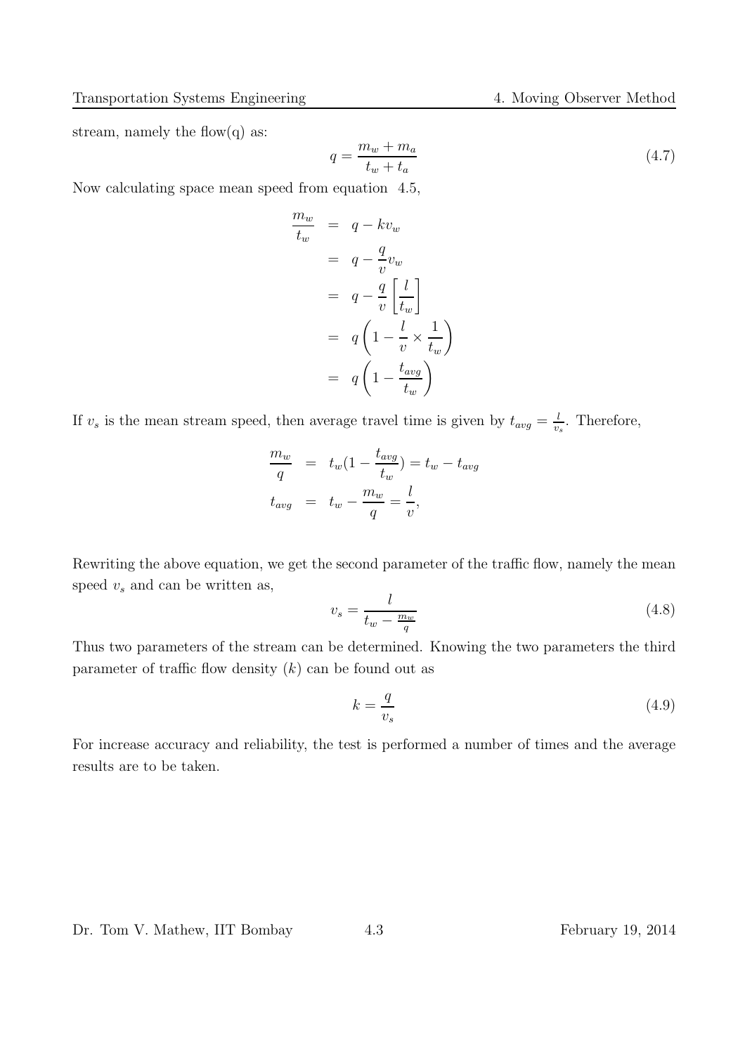stream, namely the flow(q) as:

$$q = \frac{m_w + m_a}{t_w + t_a} \tag{4.7}$$

Now calculating space mean speed from equation 4.5,

$$\begin{aligned}
\frac{m_w}{t_w} &= q - k v_w \\
&= q - \frac{q}{v} v_w \\
&= q - \frac{q}{v}\left[\frac{l}{t_w}\right] \\
&= q\left(1 - \frac{l}{v} \times \frac{1}{t_w}\right) \\
&= q\left(1 - \frac{t_{avg}}{t_w}\right)
\end{aligned}$$

If $v_s$ is the mean stream speed, then average travel time is given by $t_{avg} = \frac{l}{v_s}$. Therefore,

$$\begin{aligned}
\frac{m_w}{q} &= t_w\left(1 - \frac{t_{avg}}{t_w}\right) = t_w - t_{avg} \\
t_{avg} &= t_w - \frac{m_w}{q} = \frac{l}{v},
\end{aligned}$$

Rewriting the above equation, we get the second parameter of the traffic flow, namely the mean speed $v_s$ and can be written as,

$$v_s = \frac{l}{t_w - \frac{m_w}{q}} \tag{4.8}$$

Thus two parameters of the stream can be determined. Knowing the two parameters the third parameter of traffic flow density ($k$) can be found out as

$$k = \frac{q}{v_s} \tag{4.9}$$

For increase accuracy and reliability, the test is performed a number of times and the average results are to be taken.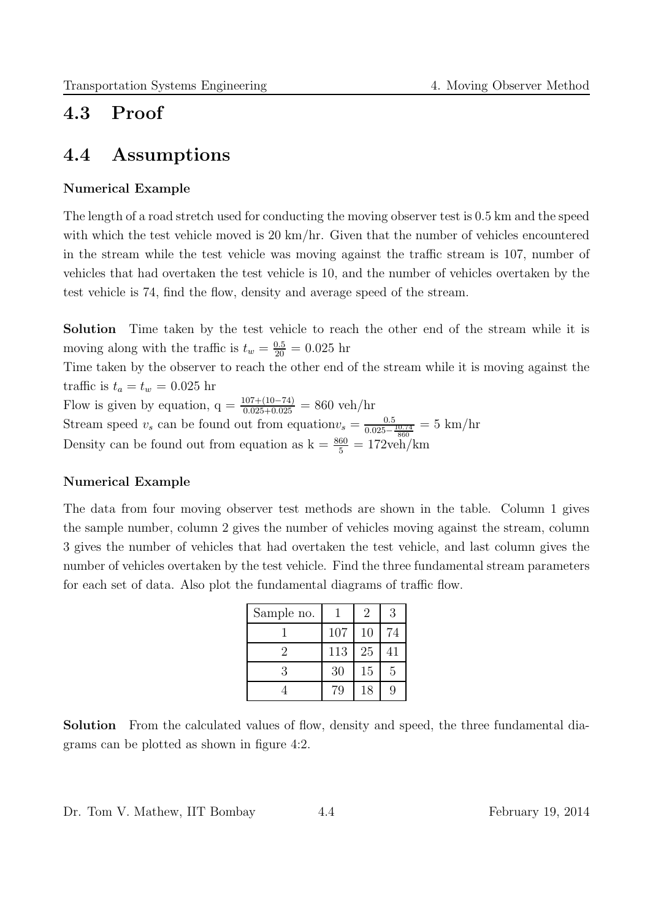## 4.3 Proof

## 4.4 Assumptions

**Numerical Example**

The length of a road stretch used for conducting the moving observer test is 0.5 km and the speed with which the test vehicle moved is 20 km/hr. Given that the number of vehicles encountered in the stream while the test vehicle was moving against the traffic stream is 107, number of vehicles that had overtaken the test vehicle is 10, and the number of vehicles overtaken by the test vehicle is 74, find the flow, density and average speed of the stream.

**Solution** Time taken by the test vehicle to reach the other end of the stream while it is moving along with the traffic is $t_w = \frac{0.5}{20} = 0.025$ hr

Time taken by the observer to reach the other end of the stream while it is moving against the traffic is $t_a = t_w = 0.025$ hr

Flow is given by equation, $q = \frac{107+(10-74)}{0.025+0.025} = 860$ veh/hr

Stream speed $v_s$ can be found out from equation $v_s = \frac{0.5}{0.025 - \frac{10-74}{860}} = 5$ km/hr

Density can be found out from equation as $k = \frac{860}{5} = 172$veh/km

**Numerical Example**

The data from four moving observer test methods are shown in the table. Column 1 gives the sample number, column 2 gives the number of vehicles moving against the stream, column 3 gives the number of vehicles that had overtaken the test vehicle, and last column gives the number of vehicles overtaken by the test vehicle. Find the three fundamental stream parameters for each set of data. Also plot the fundamental diagrams of traffic flow.

| Sample no. | 1 | 2 | 3 |
|---|---|---|---|
| 1 | 107 | 10 | 74 |
| 2 | 113 | 25 | 41 |
| 3 | 30 | 15 | 5 |
| 4 | 79 | 18 | 9 |

**Solution** From the calculated values of flow, density and speed, the three fundamental diagrams can be plotted as shown in figure 4:2.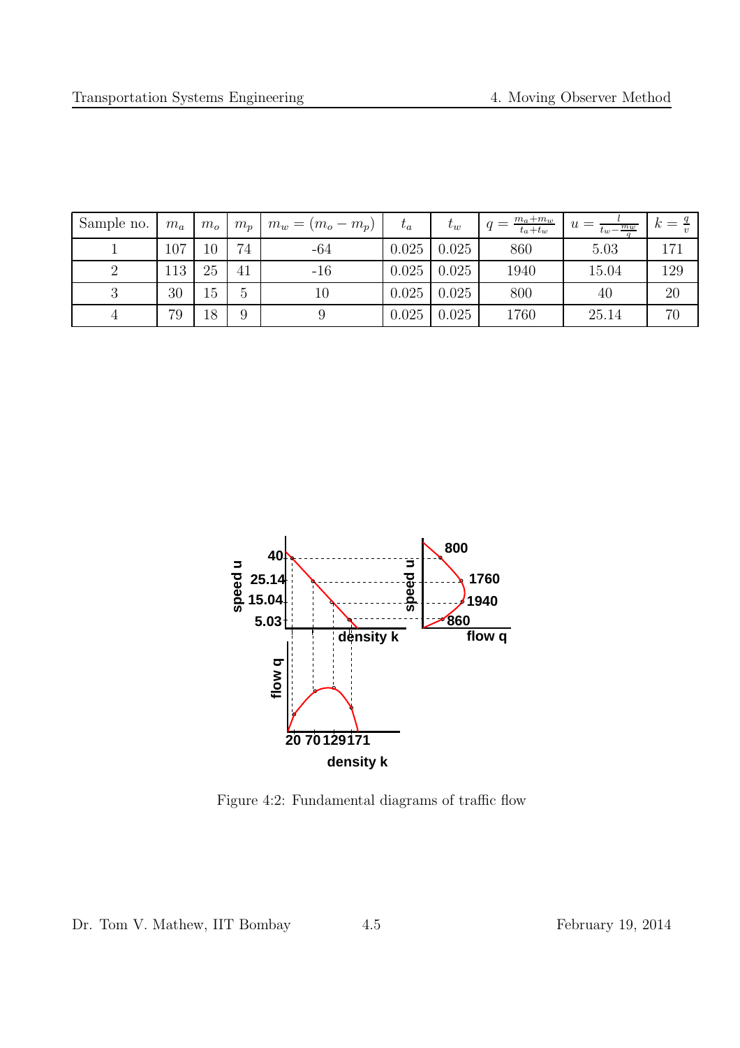| Sample no. | $m_a$ | $m_o$ | $m_p$ | $m_w = (m_o - m_p)$ | $t_a$ | $t_w$ | $q = \frac{m_a + m_w}{t_a + t_w}$ | $u = \frac{l}{t_w - \frac{m_w}{q}}$ | $k = \frac{q}{v}$ |
|---|---|---|---|---|---|---|---|---|---|
| 1 | 107 | 10 | 74 | -64 | 0.025 | 0.025 | 860 | 5.03 | 171 |
| 2 | 113 | 25 | 41 | -16 | 0.025 | 0.025 | 1940 | 15.04 | 129 |
| 3 | 30 | 15 | 5 | 10 | 0.025 | 0.025 | 800 | 40 | 20 |
| 4 | 79 | 18 | 9 | 9 | 0.025 | 0.025 | 1760 | 25.14 | 70 |

Figure 4:2: Fundamental diagrams of traffic flow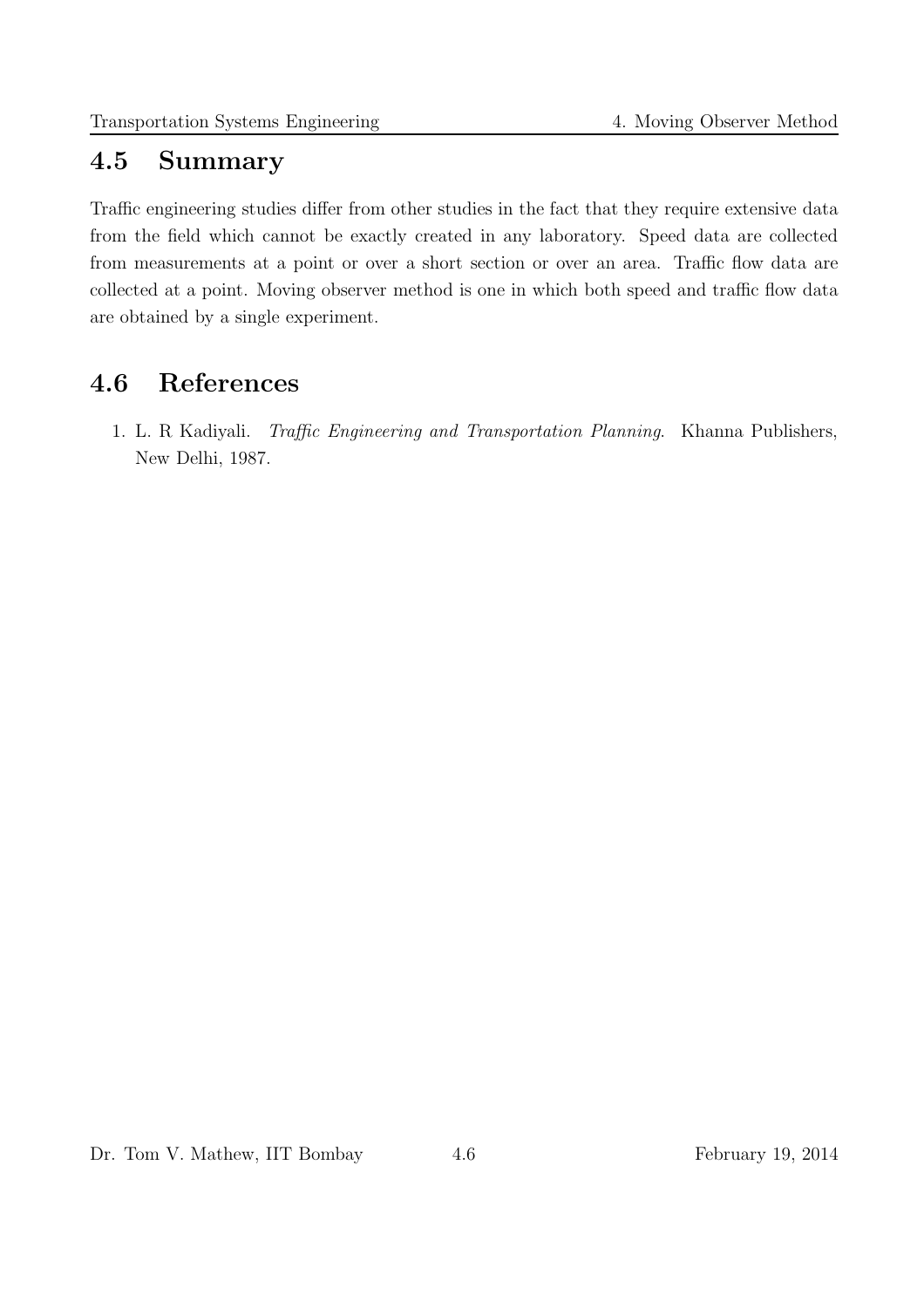## 4.5 Summary

Traffic engineering studies differ from other studies in the fact that they require extensive data from the field which cannot be exactly created in any laboratory. Speed data are collected from measurements at a point or over a short section or over an area. Traffic flow data are collected at a point. Moving observer method is one in which both speed and traffic flow data are obtained by a single experiment.

## 4.6 References

1. L. R Kadiyali. *Traffic Engineering and Transportation Planning*. Khanna Publishers, New Delhi, 1987.